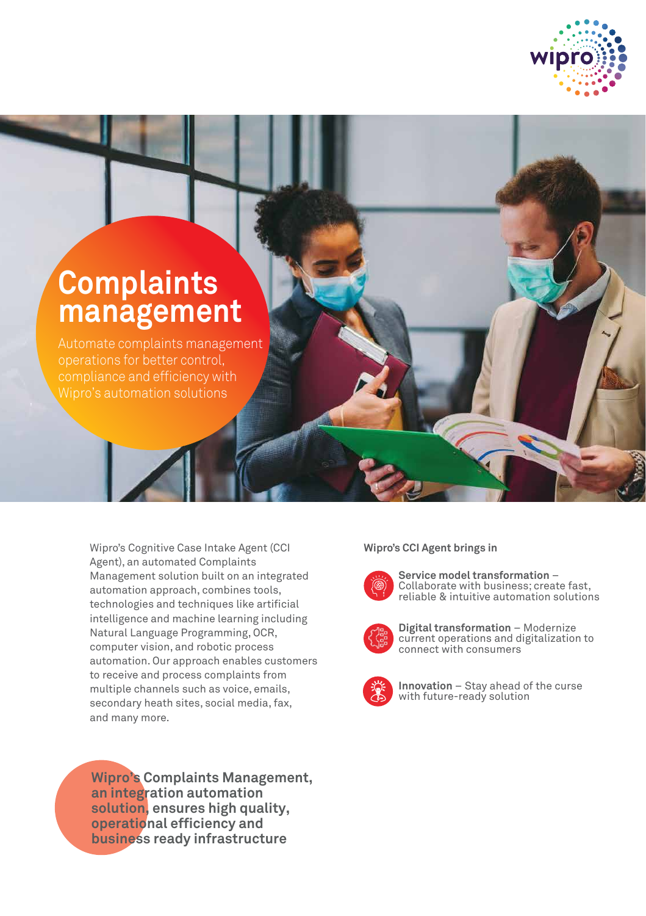# Complaints management

Automate complaints management operations for better control, compliance and efficiency with Wipro's automation solutions

Wipro's Cognitive Case Intake Agent (CCI Agent), an automated Complaints Management solution built on an integrated automation approach, combines tools, technologies and techniques like artificial intelligence and machine learning including Natural Language Programming, OCR, computer vision, and robotic process automation. Our approach enables customers to receive and process complaints from multiple channels such as voice, emails, secondary heath sites, social media, fax, and many more.

**Wipro's Complaints Management, an integration automation solution, ensures high quality, operational efficiency and business ready infrastructure**

## Wipro's CCI Agent brings in

- **Service model transformation** – Collaborate with business; create fast, reliable & intuitive automation solutions
- **Digital transformation** – Modernize current operations and digitalization to connect with consumers
- **Innovation** – Stay ahead of the curse with future-ready solution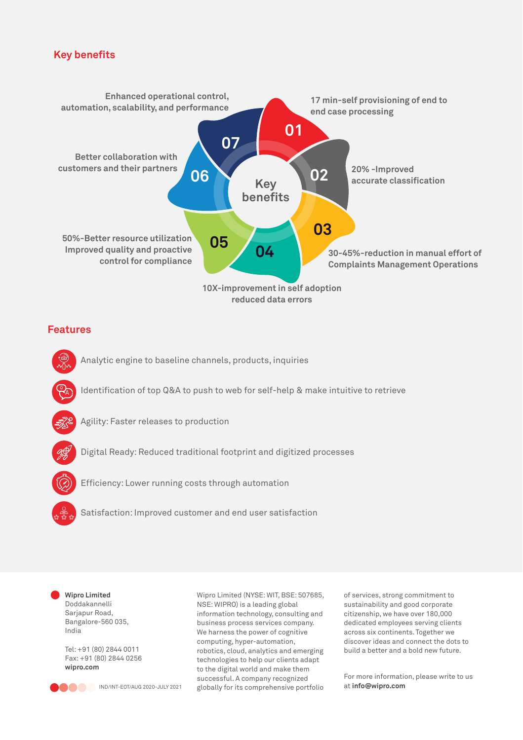## Key benefits

Key benefits

01 17 min-self provisioning of end to end case processing

02 20% -Improved accurate classification

03 30-45%-reduction in manual effort of Complaints Management Operations

04 10X-improvement in self adoption reduced data errors

05 50%-Better resource utilization Improved quality and proactive control for compliance

06 Better collaboration with customers and their partners

07 Enhanced operational control, automation, scalability, and performance

## Features

- Analytic engine to baseline channels, products, inquiries
- Identification of top Q&A to push to web for self-help & make intuitive to retrieve
- Agility: Faster releases to production
- Digital Ready: Reduced traditional footprint and digitized processes
- Efficiency: Lower running costs through automation
- Satisfaction: Improved customer and end user satisfaction

**Wipro Limited**
Doddakannelli
Sarjapur Road,
Bangalore-560 035,
India

Tel: +91 (80) 2844 0011
Fax: +91 (80) 2844 0256
**wipro.com**

Wipro Limited (NYSE: WIT, BSE: 507685, NSE: WIPRO) is a leading global information technology, consulting and business process services company. We harness the power of cognitive computing, hyper-automation, robotics, cloud, analytics and emerging technologies to help our clients adapt to the digital world and make them successful. A company recognized globally for its comprehensive portfolio of services, strong commitment to sustainability and good corporate citizenship, we have over 180,000 dedicated employees serving clients across six continents. Together we discover ideas and connect the dots to build a better and a bold new future.

For more information, please write to us at **info@wipro.com**

IND/INT-EOT/AUG 2020-JULY 2021